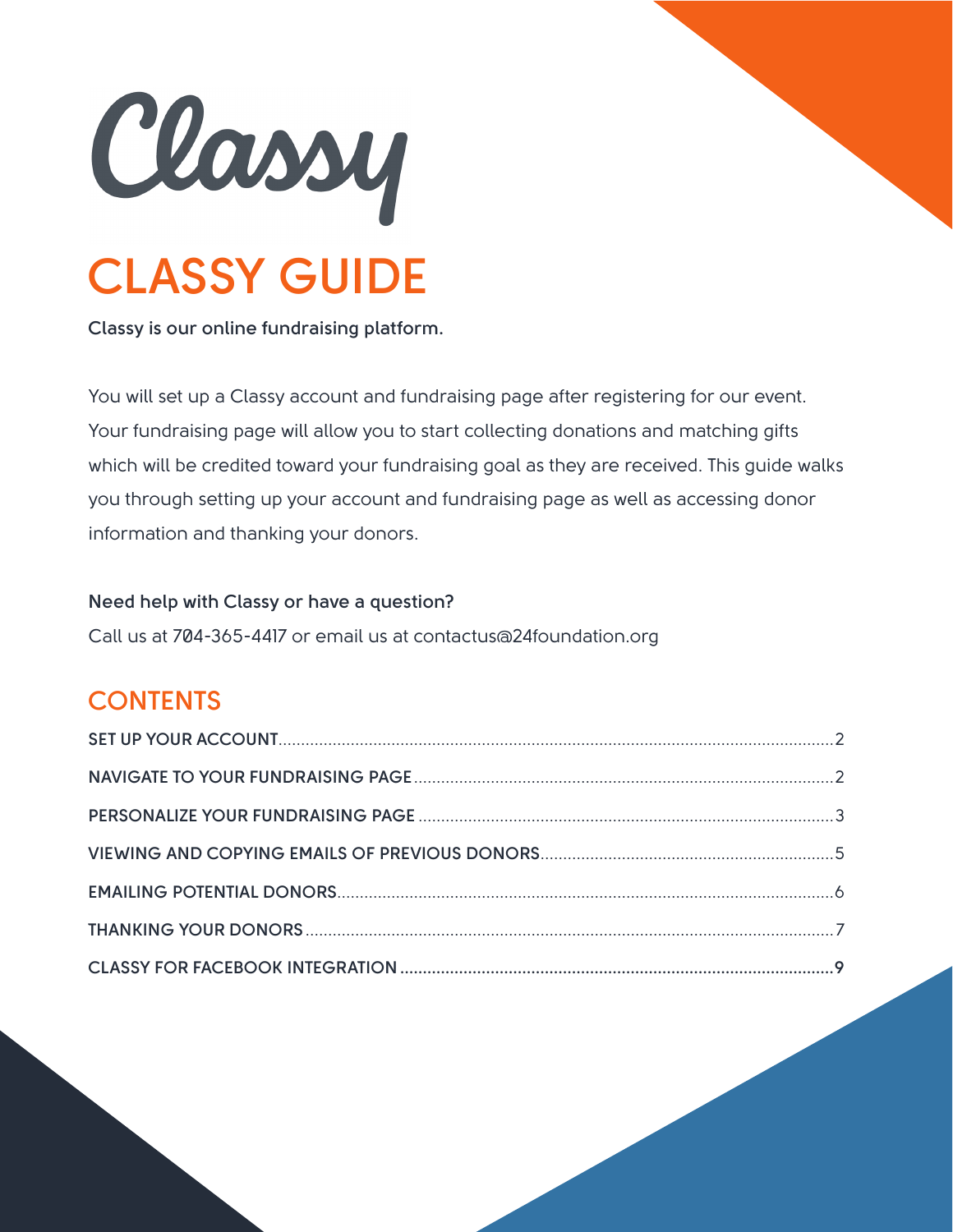Classy

# CLASSY GUIDE

**Classy is our online fundraising platform.**

You will set up a Classy account and fundraising page after registering for our event. Your fundraising page will allow you to start collecting donations and matching gifts which will be credited toward your fundraising goal as they are received. This guide walks you through setting up your account and fundraising page as well as accessing donor information and thanking your donors.

**Need help with Classy or have a question?**

Call us at 704-365-4417 or email us at contactus@24foundation.org

## CONTENTS

**SET UP YOUR ACCOUNT**.......................................................... 2

**NAVIGATE TO YOUR FUNDRAISING PAGE**.......................................................... 2

**PERSONALIZE YOUR FUNDRAISING PAGE**.......................................................... 3

**VIEWING AND COPYING EMAILS OF PREVIOUS DONORS**.......................................................... 5

**EMAILING POTENTIAL DONORS**.......................................................... 6

**THANKING YOUR DONORS**.......................................................... 7

**CLASSY FOR FACEBOOK INTEGRATION**.......................................................... 9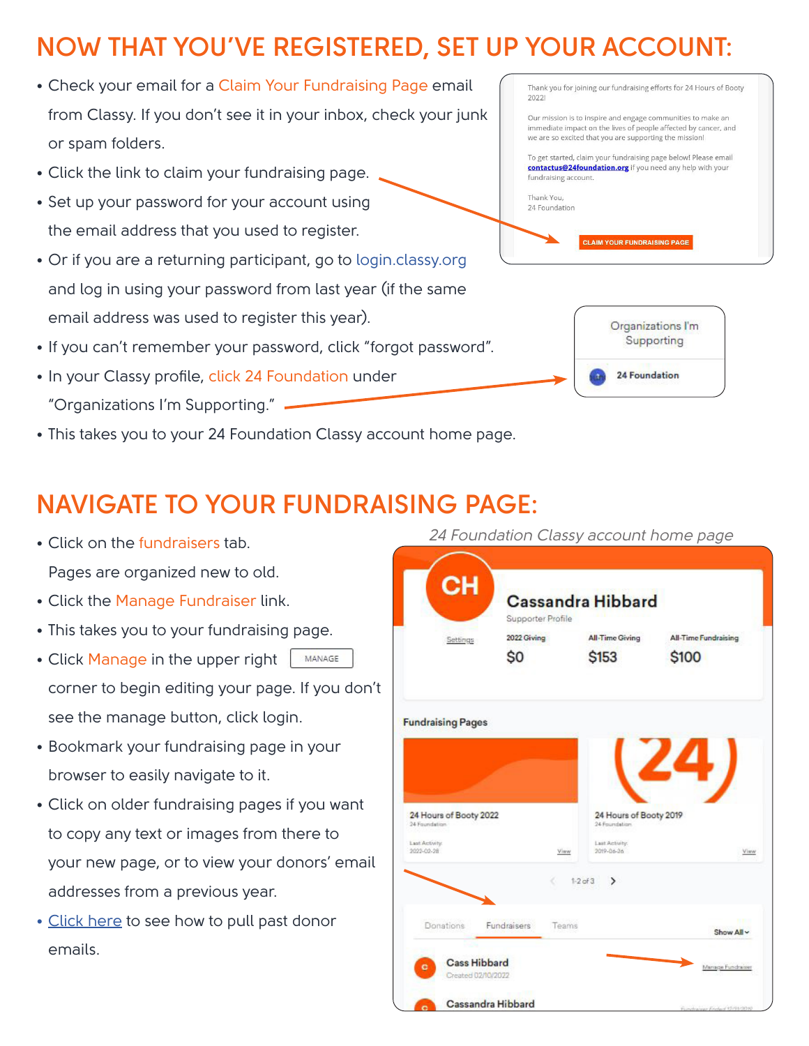# NOW THAT YOU'VE REGISTERED, SET UP YOUR ACCOUNT:

- Check your email for a Claim Your Fundraising Page email from Classy. If you don't see it in your inbox, check your junk or spam folders.
- Click the link to claim your fundraising page.
- Set up your password for your account using the email address that you used to register.
- Or if you are a returning participant, go to login.classy.org and log in using your password from last year (if the same email address was used to register this year).
- If you can't remember your password, click "forgot password".
- In your Classy profile, click 24 Foundation under "Organizations I'm Supporting."
- This takes you to your 24 Foundation Classy account home page.

Thank you for joining our fundraising efforts for 24 Hours of Booty 2022!

Our mission is to inspire and engage communities to make an immediate impact on the lives of people affected by cancer, and we are so excited that you are supporting the mission!

To get started, claim your fundraising page below! Please email contactus@24foundation.org if you need any help with your fundraising account.

Thank You,
24 Foundation

CLAIM YOUR FUNDRAISING PAGE

Organizations I'm Supporting

24 Foundation

# NAVIGATE TO YOUR FUNDRAISING PAGE:

- Click on the fundraisers tab. Pages are organized new to old.
- Click the Manage Fundraiser link.
- This takes you to your fundraising page.
- Click Manage in the upper right (MANAGE) corner to begin editing your page. If you don't see the manage button, click login.
- Bookmark your fundraising page in your browser to easily navigate to it.
- Click on older fundraising pages if you want to copy any text or images from there to your new page, or to view your donors' email addresses from a previous year.
- Click here to see how to pull past donor emails.

*24 Foundation Classy account home page*

CH Cassandra Hibbard
Supporter Profile

Settings | 2022 Giving $0 | All-Time Giving $153 | All-Time Fundraising $100

Fundraising Pages

24 Hours of Booty 2022 — 24 Foundation — Last Activity 2022-02-28 — View

24 Hours of Booty 2019 — 24 Foundation — Last Activity 2019-06-26 — View

1-2 of 3

Donations | Fundraisers | Teams — Show All

Cass Hibbard — Created 02/10/2022 — Manage Fundraiser

Cassandra Hibbard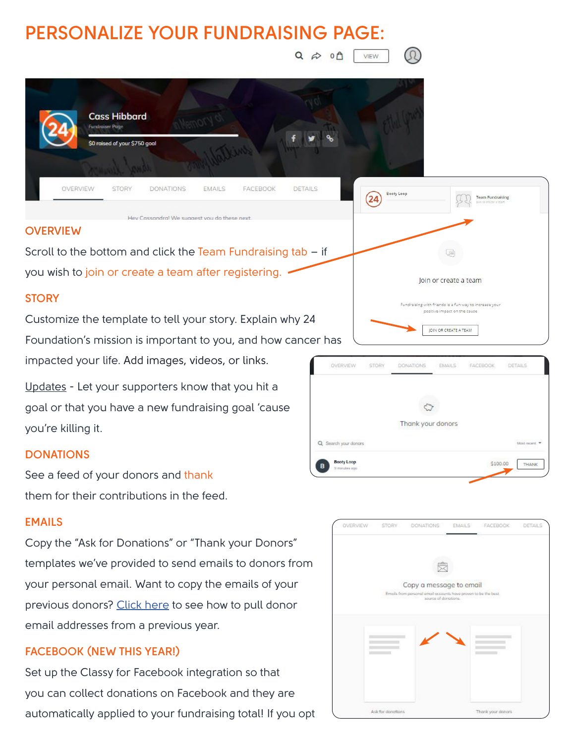# PERSONALIZE YOUR FUNDRAISING PAGE:

## OVERVIEW

Scroll to the bottom and click the Team Fundraising tab – if you wish to join or create a team after registering.

## STORY

Customize the template to tell your story. Explain why 24 Foundation's mission is important to you, and how cancer has impacted your life. Add images, videos, or links.

Updates - Let your supporters know that you hit a goal or that you have a new fundraising goal 'cause you're killing it.

## DONATIONS

See a feed of your donors and thank them for their contributions in the feed.

## EMAILS

Copy the "Ask for Donations" or "Thank your Donors" templates we've provided to send emails to donors from your personal email. Want to copy the emails of your previous donors? Click here to see how to pull donor email addresses from a previous year.

## FACEBOOK (NEW THIS YEAR!)

Set up the Classy for Facebook integration so that you can collect donations on Facebook and they are automatically applied to your fundraising total! If you opt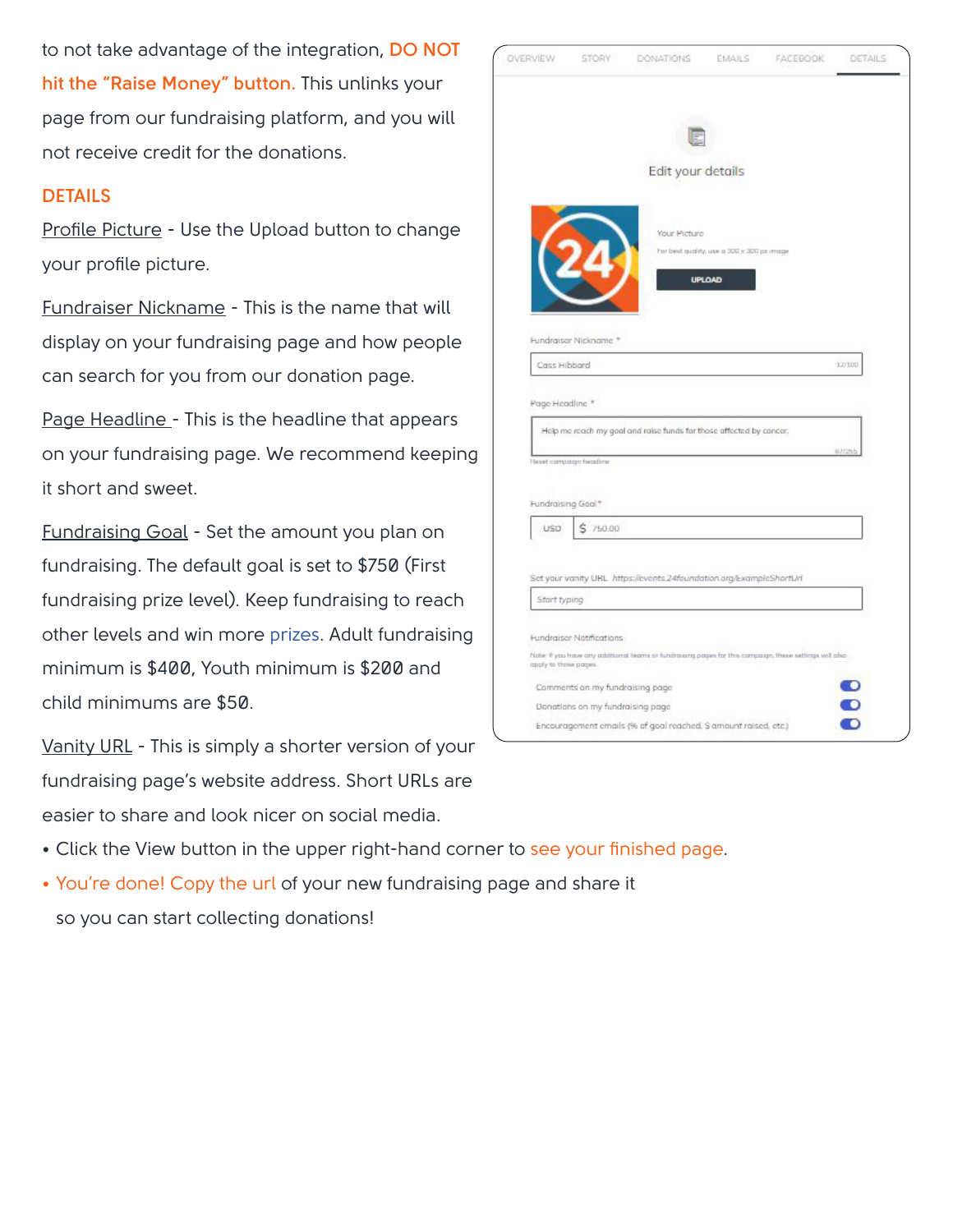to not take advantage of the integration, **DO NOT hit the "Raise Money" button.** This unlinks your page from our fundraising platform, and you will not receive credit for the donations.

## DETAILS

Profile Picture - Use the Upload button to change your profile picture.

Fundraiser Nickname - This is the name that will display on your fundraising page and how people can search for you from our donation page.

Page Headline - This is the headline that appears on your fundraising page. We recommend keeping it short and sweet.

Fundraising Goal - Set the amount you plan on fundraising. The default goal is set to $750 (First fundraising prize level). Keep fundraising to reach other levels and win more prizes. Adult fundraising minimum is $400, Youth minimum is $200 and child minimums are $50.

Vanity URL - This is simply a shorter version of your fundraising page's website address. Short URLs are easier to share and look nicer on social media.

- Click the View button in the upper right-hand corner to see your finished page.
- You're done! Copy the url of your new fundraising page and share it so you can start collecting donations!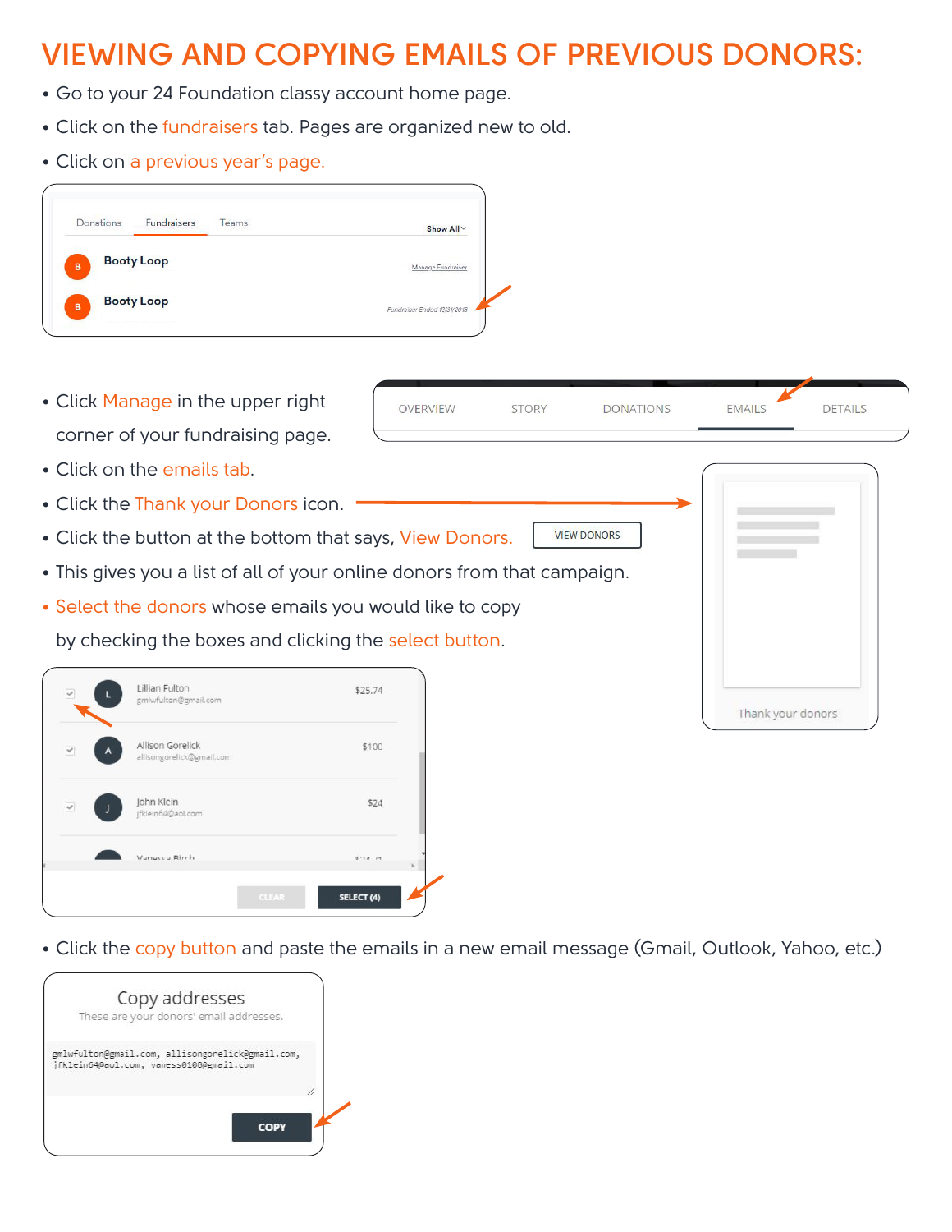# VIEWING AND COPYING EMAILS OF PREVIOUS DONORS:

- Go to your 24 Foundation classy account home page.
- Click on the fundraisers tab. Pages are organized new to old.
- Click on a previous year's page.

- Click Manage in the upper right corner of your fundraising page.
- Click on the emails tab.
- Click the Thank your Donors icon.
- Click the button at the bottom that says, View Donors.
- This gives you a list of all of your online donors from that campaign.
- Select the donors whose emails you would like to copy by checking the boxes and clicking the select button.

- Click the copy button and paste the emails in a new email message (Gmail, Outlook, Yahoo, etc.)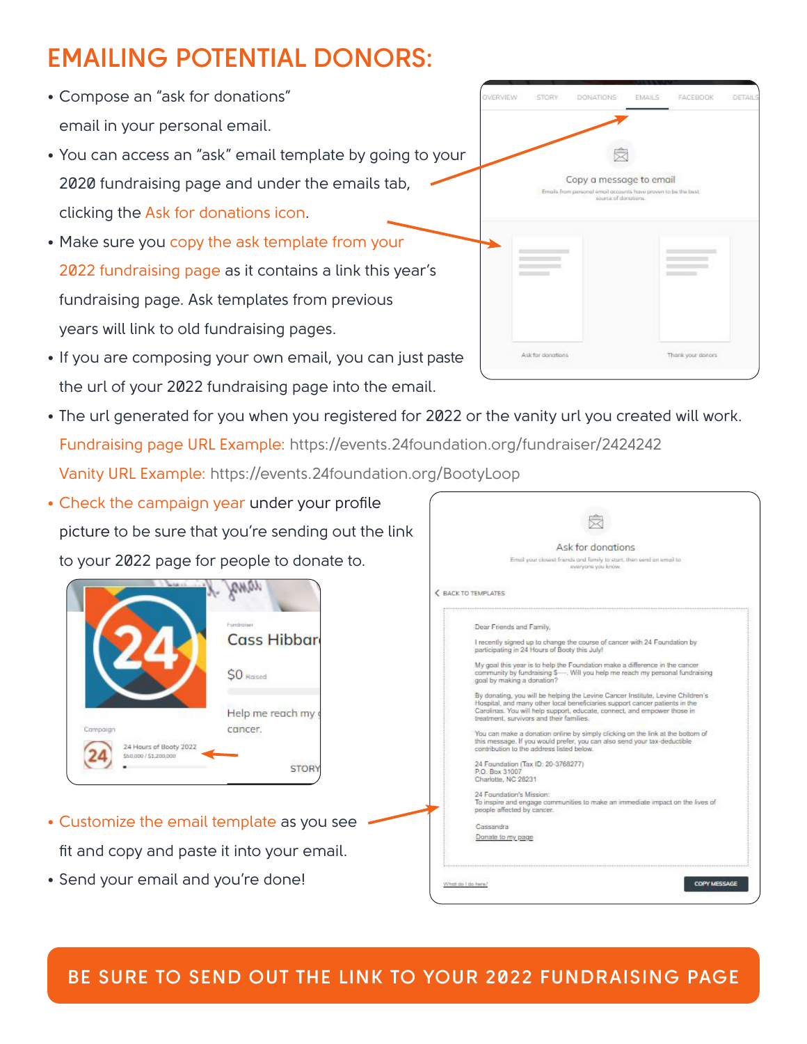# EMAILING POTENTIAL DONORS:

- Compose an "ask for donations" email in your personal email.
- You can access an "ask" email template by going to your 2020 fundraising page and under the emails tab, clicking the Ask for donations icon.
- Make sure you copy the ask template from your 2022 fundraising page as it contains a link this year's fundraising page. Ask templates from previous years will link to old fundraising pages.
- If you are composing your own email, you can just paste the url of your 2022 fundraising page into the email.
- The url generated for you when you registered for 2022 or the vanity url you created will work.

  Fundraising page URL Example: https://events.24foundation.org/fundraiser/2424242

  Vanity URL Example: https://events.24foundation.org/BootyLoop
- Check the campaign year under your profile picture to be sure that you're sending out the link to your 2022 page for people to donate to.
- Customize the email template as you see fit and copy and paste it into your email.
- Send your email and you're done!

**BE SURE TO SEND OUT THE LINK TO YOUR 2022 FUNDRAISING PAGE**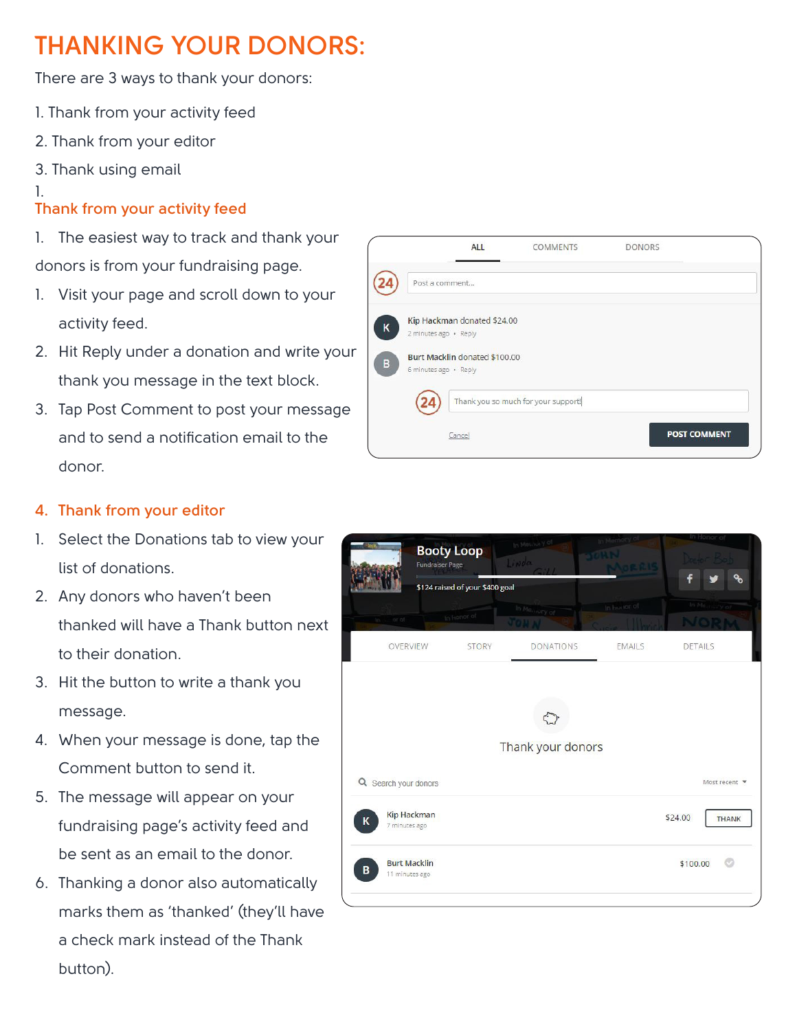# THANKING YOUR DONORS:

There are 3 ways to thank your donors:

1. Thank from your activity feed
2. Thank from your editor
3. Thank using email

## 1. Thank from your activity feed

1. The easiest way to track and thank your donors is from your fundraising page.
1. Visit your page and scroll down to your activity feed.
2. Hit Reply under a donation and write your thank you message in the text block.
3. Tap Post Comment to post your message and to send a notification email to the donor.

## 4. Thank from your editor

1. Select the Donations tab to view your list of donations.
2. Any donors who haven't been thanked will have a Thank button next to their donation.
3. Hit the button to write a thank you message.
4. When your message is done, tap the Comment button to send it.
5. The message will appear on your fundraising page's activity feed and be sent as an email to the donor.
6. Thanking a donor also automatically marks them as 'thanked' (they'll have a check mark instead of the Thank button).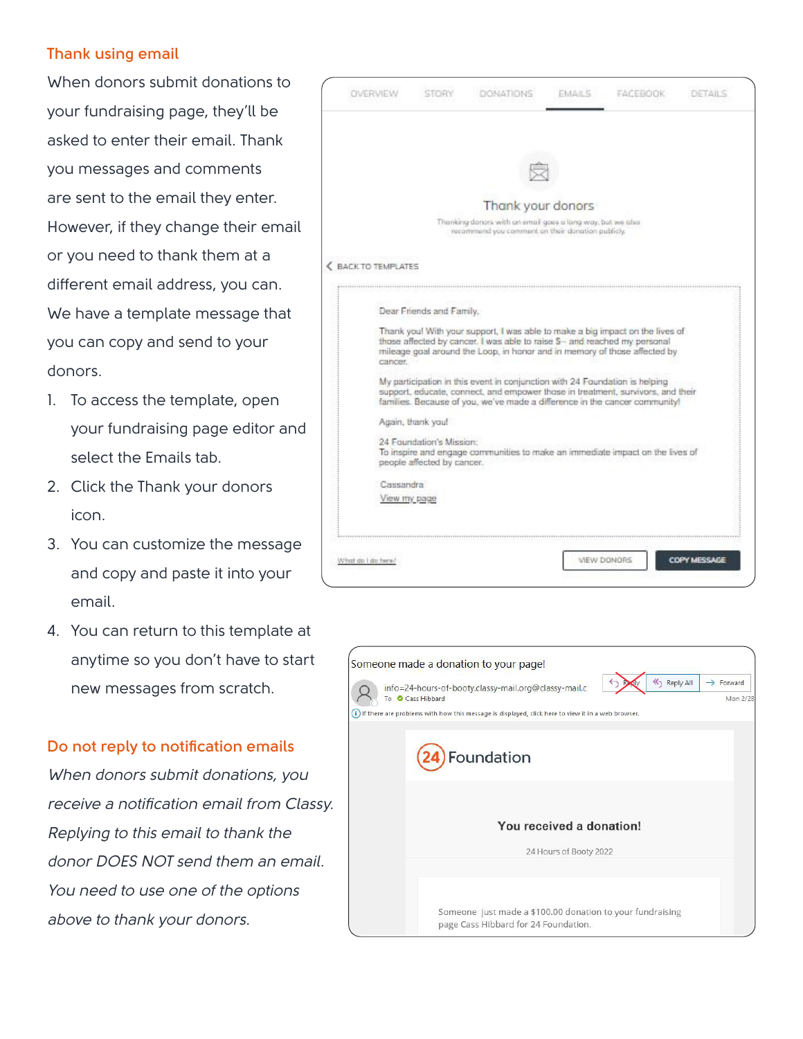## Thank using email

When donors submit donations to your fundraising page, they'll be asked to enter their email. Thank you messages and comments are sent to the email they enter. However, if they change their email or you need to thank them at a different email address, you can. We have a template message that you can copy and send to your donors.

1. To access the template, open your fundraising page editor and select the Emails tab.
2. Click the Thank your donors icon.
3. You can customize the message and copy and paste it into your email.
4. You can return to this template at anytime so you don't have to start new messages from scratch.

## Do not reply to notification emails

*When donors submit donations, you receive a notification email from Classy. Replying to this email to thank the donor DOES NOT send them an email. You need to use one of the options above to thank your donors.*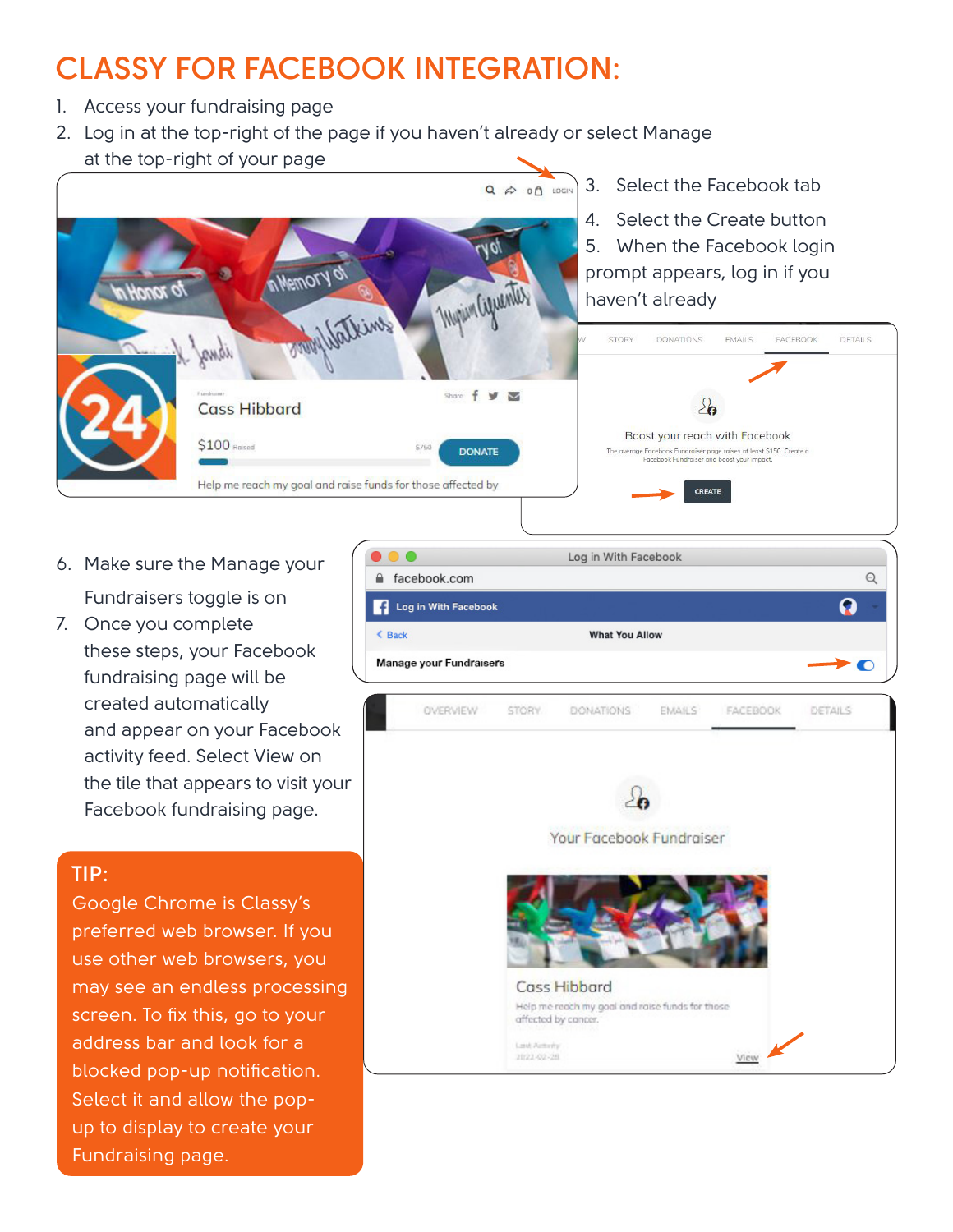# CLASSY FOR FACEBOOK INTEGRATION:

1. Access your fundraising page
2. Log in at the top-right of the page if you haven't already or select Manage at the top-right of your page
3. Select the Facebook tab
4. Select the Create button
5. When the Facebook login prompt appears, log in if you haven't already
6. Make sure the Manage your Fundraisers toggle is on
7. Once you complete these steps, your Facebook fundraising page will be created automatically and appear on your Facebook activity feed. Select View on the tile that appears to visit your Facebook fundraising page.

**TIP:**
Google Chrome is Classy's preferred web browser. If you use other web browsers, you may see an endless processing screen. To fix this, go to your address bar and look for a blocked pop-up notification. Select it and allow the pop-up to display to create your Fundraising page.